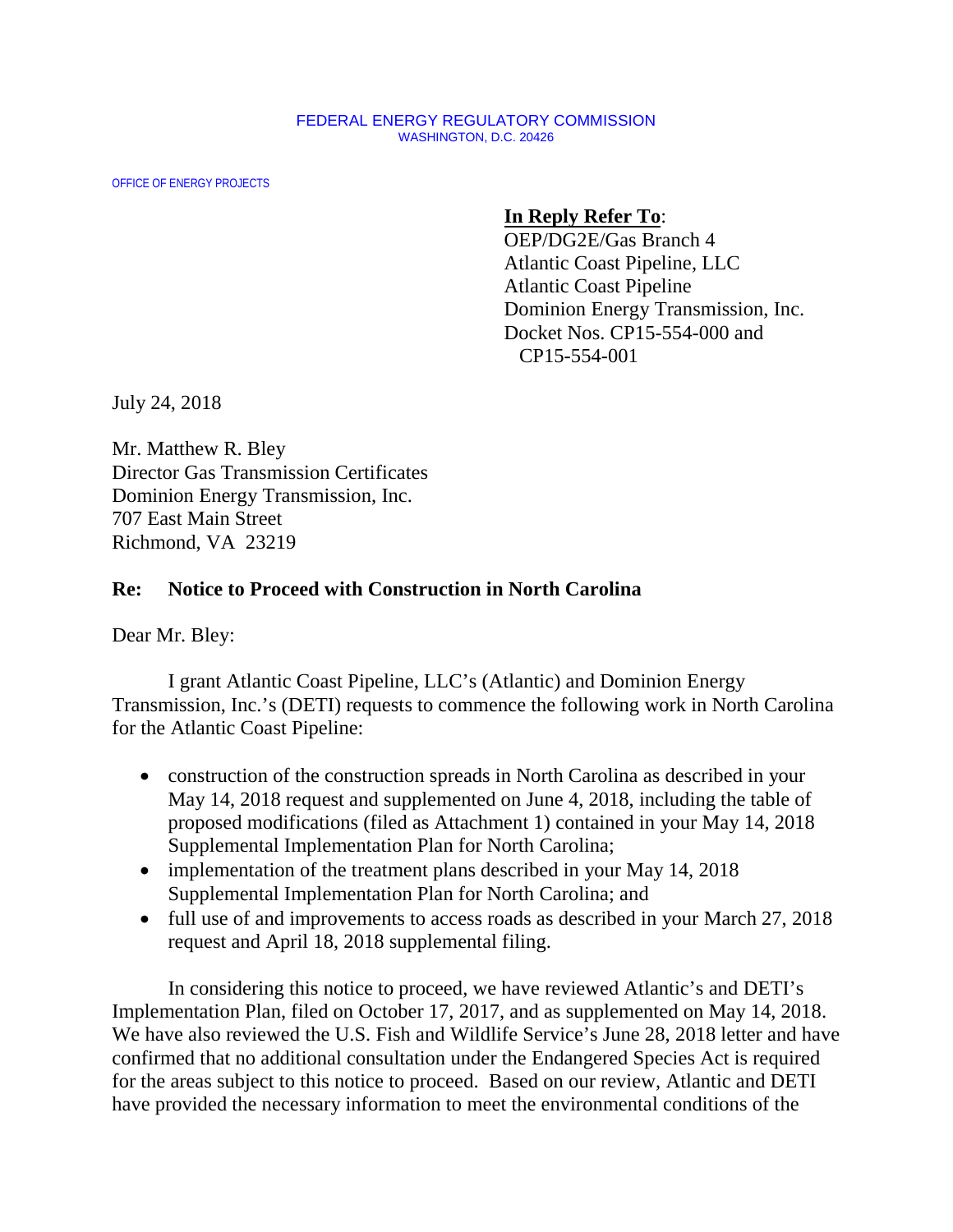FEDERAL ENERGY REGULATORY COMMISSION
WASHINGTON, D.C. 20426

OFFICE OF ENERGY PROJECTS

**<u>In Reply Refer To</u>**:
OEP/DG2E/Gas Branch 4
Atlantic Coast Pipeline, LLC
Atlantic Coast Pipeline
Dominion Energy Transmission, Inc.
Docket Nos. CP15-554-000 and
CP15-554-001

July 24, 2018

Mr. Matthew R. Bley
Director Gas Transmission Certificates
Dominion Energy Transmission, Inc.
707 East Main Street
Richmond, VA 23219

**Re: Notice to Proceed with Construction in North Carolina**

Dear Mr. Bley:

I grant Atlantic Coast Pipeline, LLC's (Atlantic) and Dominion Energy Transmission, Inc.'s (DETI) requests to commence the following work in North Carolina for the Atlantic Coast Pipeline:

- construction of the construction spreads in North Carolina as described in your May 14, 2018 request and supplemented on June 4, 2018, including the table of proposed modifications (filed as Attachment 1) contained in your May 14, 2018 Supplemental Implementation Plan for North Carolina;
- implementation of the treatment plans described in your May 14, 2018 Supplemental Implementation Plan for North Carolina; and
- full use of and improvements to access roads as described in your March 27, 2018 request and April 18, 2018 supplemental filing.

In considering this notice to proceed, we have reviewed Atlantic's and DETI's Implementation Plan, filed on October 17, 2017, and as supplemented on May 14, 2018. We have also reviewed the U.S. Fish and Wildlife Service's June 28, 2018 letter and have confirmed that no additional consultation under the Endangered Species Act is required for the areas subject to this notice to proceed. Based on our review, Atlantic and DETI have provided the necessary information to meet the environmental conditions of the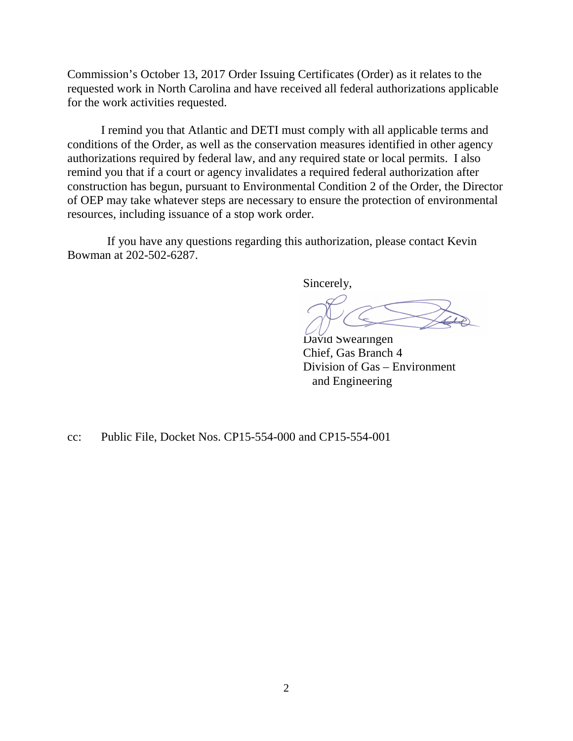Commission's October 13, 2017 Order Issuing Certificates (Order) as it relates to the requested work in North Carolina and have received all federal authorizations applicable for the work activities requested.

I remind you that Atlantic and DETI must comply with all applicable terms and conditions of the Order, as well as the conservation measures identified in other agency authorizations required by federal law, and any required state or local permits. I also remind you that if a court or agency invalidates a required federal authorization after construction has begun, pursuant to Environmental Condition 2 of the Order, the Director of OEP may take whatever steps are necessary to ensure the protection of environmental resources, including issuance of a stop work order.

If you have any questions regarding this authorization, please contact Kevin Bowman at 202-502-6287.

Sincerely,

David Swearingen
Chief, Gas Branch 4
Division of Gas – Environment
and Engineering

cc: Public File, Docket Nos. CP15-554-000 and CP15-554-001